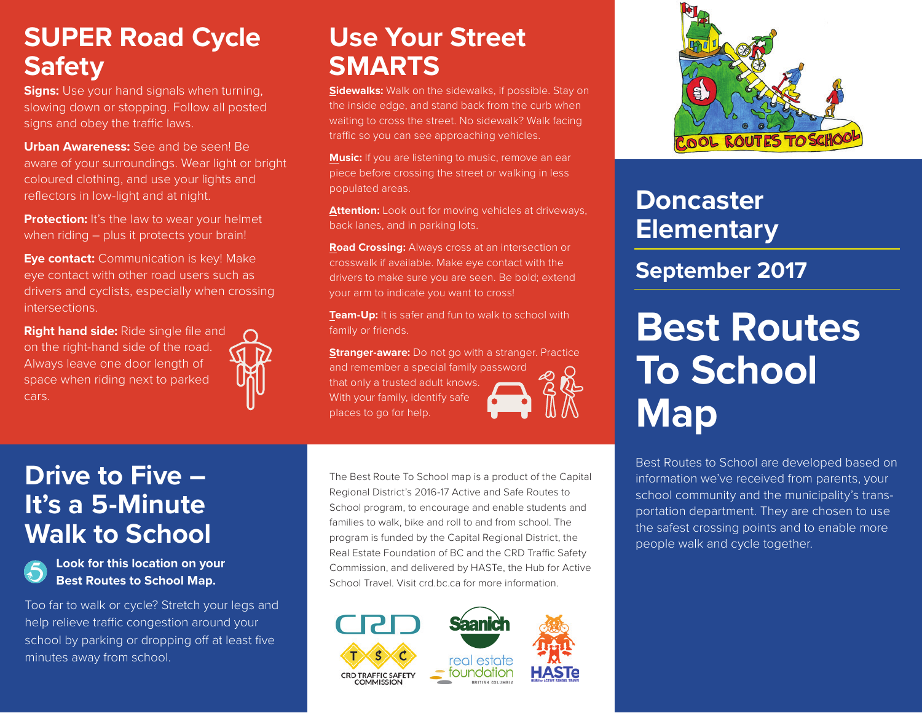## SUPER Road Cycle Safety

**Signs:** Use your hand signals when turning, slowing down or stopping. Follow all posted signs and obey the traffic laws.

**Urban Awareness:** See and be seen! Be aware of your surroundings. Wear light or bright coloured clothing, and use your lights and reflectors in low-light and at night.

**Protection:** It's the law to wear your helmet when riding – plus it protects your brain!

**Eye contact:** Communication is key! Make eye contact with other road users such as drivers and cyclists, especially when crossing intersections.

**Right hand side:** Ride single file and on the right-hand side of the road. Always leave one door length of space when riding next to parked cars.

## Use Your Street SMARTS

**Sidewalks:** Walk on the sidewalks, if possible. Stay on the inside edge, and stand back from the curb when waiting to cross the street. No sidewalk? Walk facing traffic so you can see approaching vehicles.

**Music:** If you are listening to music, remove an ear piece before crossing the street or walking in less populated areas.

**Attention:** Look out for moving vehicles at driveways, back lanes, and in parking lots.

**Road Crossing:** Always cross at an intersection or crosswalk if available. Make eye contact with the drivers to make sure you are seen. Be bold; extend your arm to indicate you want to cross!

**Team-Up:** It is safer and fun to walk to school with family or friends.

**Stranger-aware:** Do not go with a stranger. Practice and remember a special family password that only a trusted adult knows. With your family, identify safe places to go for help.

COOL ROUTES TO SCHOOL

## Doncaster Elementary

### September 2017

# Best Routes To School Map

Best Routes to School are developed based on information we've received from parents, your school community and the municipality's transportation department. They are chosen to use the safest crossing points and to enable more people walk and cycle together.

## Drive to Five – It's a 5-Minute Walk to School

**Look for this location on your Best Routes to School Map.**

Too far to walk or cycle? Stretch your legs and help relieve traffic congestion around your school by parking or dropping off at least five minutes away from school.

The Best Route To School map is a product of the Capital Regional District's 2016-17 Active and Safe Routes to School program, to encourage and enable students and families to walk, bike and roll to and from school. The program is funded by the Capital Regional District, the Real Estate Foundation of BC and the CRD Traffic Safety Commission, and delivered by HASTe, the Hub for Active School Travel. Visit crd.bc.ca for more information.

CRD — CRD TRAFFIC SAFETY COMMISSION — Saanich — real estate foundation BRITISH COLUMBIA — HASTe HUB for ACTIVE SCHOOL TRAVEL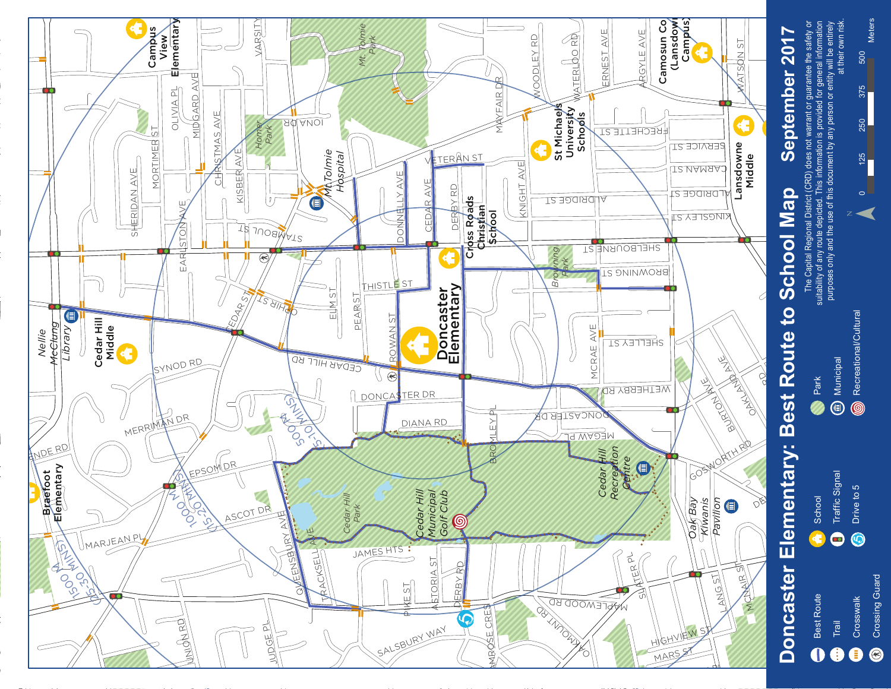# Doncaster Elementary: Best Route to School Map

## September 2017

The Capital Regional District (CRD) does not warrant or guarantee the safety or suitability of any route depicted. This information is provided for general information purposes only and the use of this document by any person or entity will be entirely at their own risk.

Best Route
Trail
Crosswalk
Crossing Guard
School
Traffic Signal
Drive to 5
Park
Municipal
Recreational/Cultural

0 125 250 375 500 Meters

N